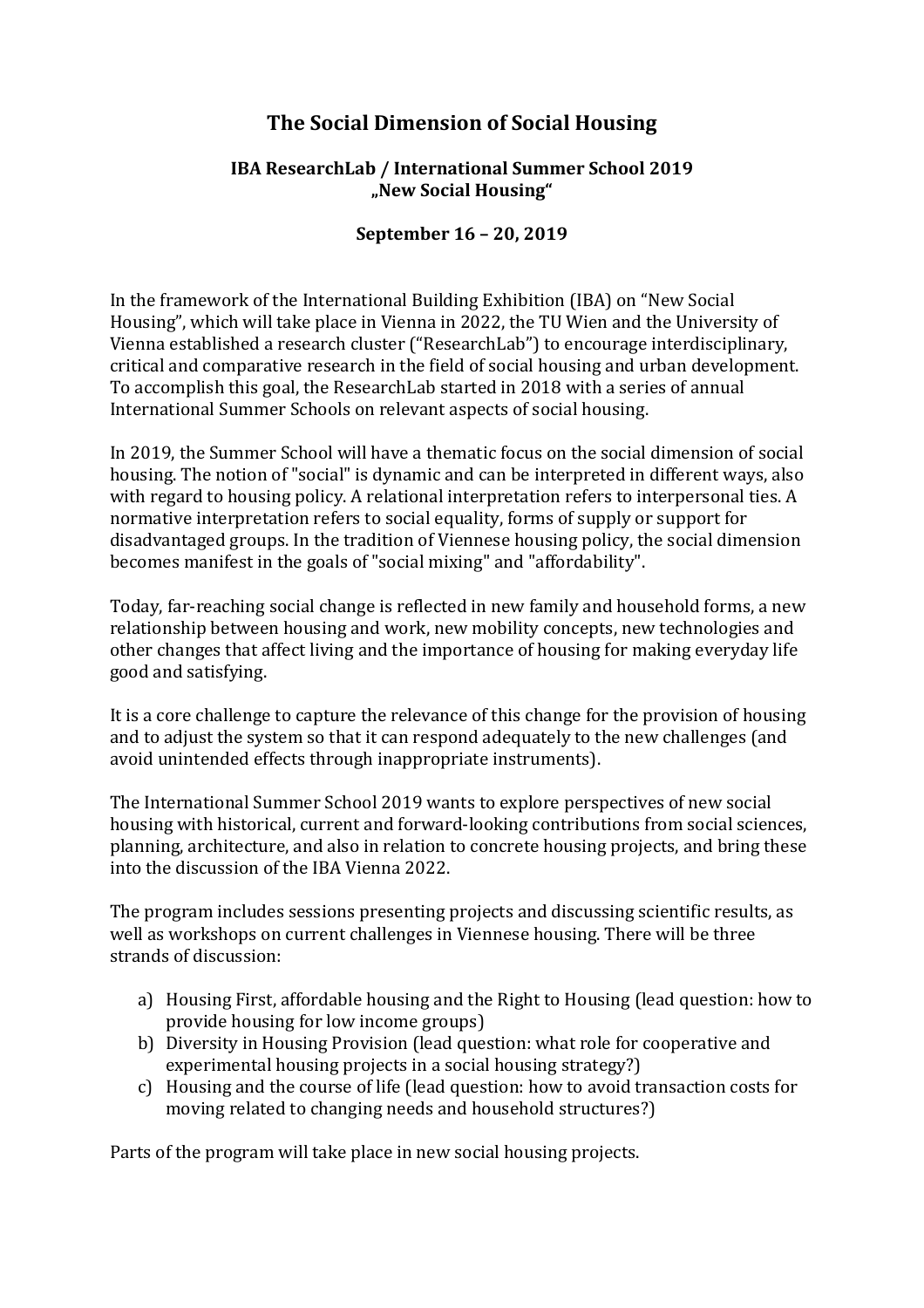# The Social Dimension of Social Housing

## IBA ResearchLab / International Summer School 2019 „New Social Housing“

### September 16 – 20, 2019

In the framework of the International Building Exhibition (IBA) on “New Social Housing”, which will take place in Vienna in 2022, the TU Wien and the University of Vienna established a research cluster (“ResearchLab”) to encourage interdisciplinary, critical and comparative research in the field of social housing and urban development. To accomplish this goal, the ResearchLab started in 2018 with a series of annual International Summer Schools on relevant aspects of social housing.

In 2019, the Summer School will have a thematic focus on the social dimension of social housing. The notion of "social" is dynamic and can be interpreted in different ways, also with regard to housing policy. A relational interpretation refers to interpersonal ties. A normative interpretation refers to social equality, forms of supply or support for disadvantaged groups. In the tradition of Viennese housing policy, the social dimension becomes manifest in the goals of "social mixing" and "affordability".

Today, far-reaching social change is reflected in new family and household forms, a new relationship between housing and work, new mobility concepts, new technologies and other changes that affect living and the importance of housing for making everyday life good and satisfying.

It is a core challenge to capture the relevance of this change for the provision of housing and to adjust the system so that it can respond adequately to the new challenges (and avoid unintended effects through inappropriate instruments).

The International Summer School 2019 wants to explore perspectives of new social housing with historical, current and forward-looking contributions from social sciences, planning, architecture, and also in relation to concrete housing projects, and bring these into the discussion of the IBA Vienna 2022.

The program includes sessions presenting projects and discussing scientific results, as well as workshops on current challenges in Viennese housing. There will be three strands of discussion:

a) Housing First, affordable housing and the Right to Housing (lead question: how to provide housing for low income groups)
b) Diversity in Housing Provision (lead question: what role for cooperative and experimental housing projects in a social housing strategy?)
c) Housing and the course of life (lead question: how to avoid transaction costs for moving related to changing needs and household structures?)

Parts of the program will take place in new social housing projects.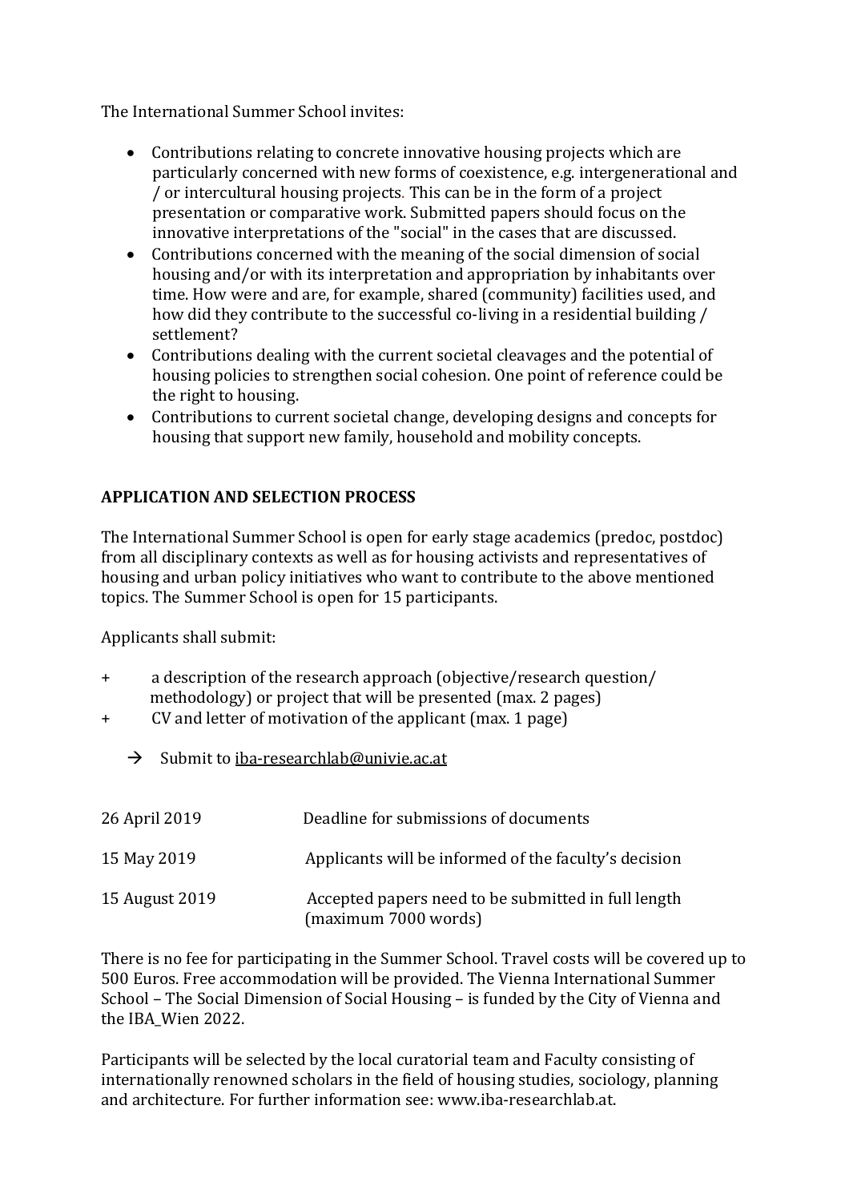The International Summer School invites:

- Contributions relating to concrete innovative housing projects which are particularly concerned with new forms of coexistence, e.g. intergenerational and / or intercultural housing projects. This can be in the form of a project presentation or comparative work. Submitted papers should focus on the innovative interpretations of the "social" in the cases that are discussed.
- Contributions concerned with the meaning of the social dimension of social housing and/or with its interpretation and appropriation by inhabitants over time. How were and are, for example, shared (community) facilities used, and how did they contribute to the successful co-living in a residential building / settlement?
- Contributions dealing with the current societal cleavages and the potential of housing policies to strengthen social cohesion. One point of reference could be the right to housing.
- Contributions to current societal change, developing designs and concepts for housing that support new family, household and mobility concepts.

**APPLICATION AND SELECTION PROCESS**

The International Summer School is open for early stage academics (predoc, postdoc) from all disciplinary contexts as well as for housing activists and representatives of housing and urban policy initiatives who want to contribute to the above mentioned topics. The Summer School is open for 15 participants.

Applicants shall submit:

+ a description of the research approach (objective/research question/ methodology) or project that will be presented (max. 2 pages)
+ CV and letter of motivation of the applicant (max. 1 page)

→ Submit to iba-researchlab@univie.ac.at

| | |
|---|---|
| 26 April 2019 | Deadline for submissions of documents |
| 15 May 2019 | Applicants will be informed of the faculty's decision |
| 15 August 2019 | Accepted papers need to be submitted in full length (maximum 7000 words) |

There is no fee for participating in the Summer School. Travel costs will be covered up to 500 Euros. Free accommodation will be provided. The Vienna International Summer School – The Social Dimension of Social Housing – is funded by the City of Vienna and the IBA_Wien 2022.

Participants will be selected by the local curatorial team and Faculty consisting of internationally renowned scholars in the field of housing studies, sociology, planning and architecture. For further information see: www.iba-researchlab.at.